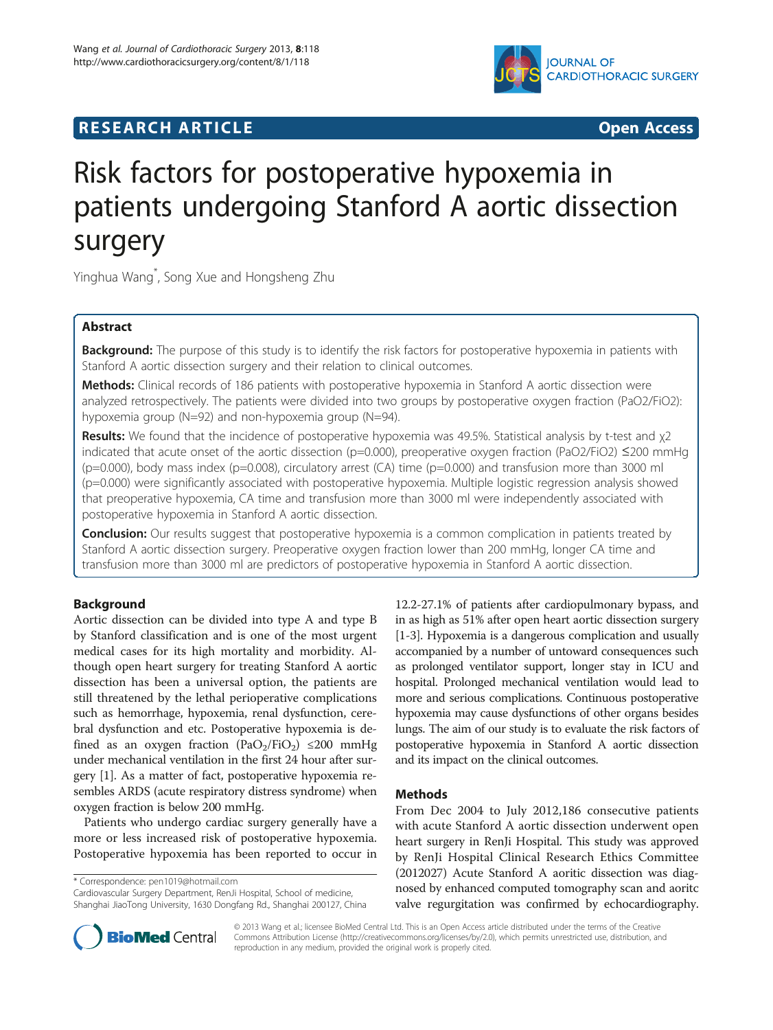**RESEARCH ARTICLE** **Open Access**

# Risk factors for postoperative hypoxemia in patients undergoing Stanford A aortic dissection surgery

Yinghua Wang*, Song Xue and Hongsheng Zhu

## Abstract

**Background:** The purpose of this study is to identify the risk factors for postoperative hypoxemia in patients with Stanford A aortic dissection surgery and their relation to clinical outcomes.

**Methods:** Clinical records of 186 patients with postoperative hypoxemia in Stanford A aortic dissection were analyzed retrospectively. The patients were divided into two groups by postoperative oxygen fraction (PaO2/FiO2): hypoxemia group (N=92) and non-hypoxemia group (N=94).

**Results:** We found that the incidence of postoperative hypoxemia was 49.5%. Statistical analysis by t-test and χ2 indicated that acute onset of the aortic dissection (p=0.000), preoperative oxygen fraction (PaO2/FiO2) ≤200 mmHg (p=0.000), body mass index (p=0.008), circulatory arrest (CA) time (p=0.000) and transfusion more than 3000 ml (p=0.000) were significantly associated with postoperative hypoxemia. Multiple logistic regression analysis showed that preoperative hypoxemia, CA time and transfusion more than 3000 ml were independently associated with postoperative hypoxemia in Stanford A aortic dissection.

**Conclusion:** Our results suggest that postoperative hypoxemia is a common complication in patients treated by Stanford A aortic dissection surgery. Preoperative oxygen fraction lower than 200 mmHg, longer CA time and transfusion more than 3000 ml are predictors of postoperative hypoxemia in Stanford A aortic dissection.

## Background

Aortic dissection can be divided into type A and type B by Stanford classification and is one of the most urgent medical cases for its high mortality and morbidity. Although open heart surgery for treating Stanford A aortic dissection has been a universal option, the patients are still threatened by the lethal perioperative complications such as hemorrhage, hypoxemia, renal dysfunction, cerebral dysfunction and etc. Postoperative hypoxemia is defined as an oxygen fraction ($PaO_2/FiO_2$) ≤200 mmHg under mechanical ventilation in the first 24 hour after surgery [1]. As a matter of fact, postoperative hypoxemia resembles ARDS (acute respiratory distress syndrome) when oxygen fraction is below 200 mmHg.

Patients who undergo cardiac surgery generally have a more or less increased risk of postoperative hypoxemia. Postoperative hypoxemia has been reported to occur in 12.2-27.1% of patients after cardiopulmonary bypass, and in as high as 51% after open heart aortic dissection surgery [1-3]. Hypoxemia is a dangerous complication and usually accompanied by a number of untoward consequences such as prolonged ventilator support, longer stay in ICU and hospital. Prolonged mechanical ventilation would lead to more and serious complications. Continuous postoperative hypoxemia may cause dysfunctions of other organs besides lungs. The aim of our study is to evaluate the risk factors of postoperative hypoxemia in Stanford A aortic dissection and its impact on the clinical outcomes.

## Methods

From Dec 2004 to July 2012,186 consecutive patients with acute Stanford A aortic dissection underwent open heart surgery in RenJi Hospital. This study was approved by RenJi Hospital Clinical Research Ethics Committee (2012027) Acute Stanford A aoritic dissection was diagnosed by enhanced computed tomography scan and aoritc valve regurgitation was confirmed by echocardiography.

\* Correspondence: pen1019@hotmail.com
Cardiovascular Surgery Department, RenJi Hospital, School of medicine, Shanghai JiaoTong University, 1630 Dongfang Rd., Shanghai 200127, China

© 2013 Wang et al.; licensee BioMed Central Ltd. This is an Open Access article distributed under the terms of the Creative Commons Attribution License (http://creativecommons.org/licenses/by/2.0), which permits unrestricted use, distribution, and reproduction in any medium, provided the original work is properly cited.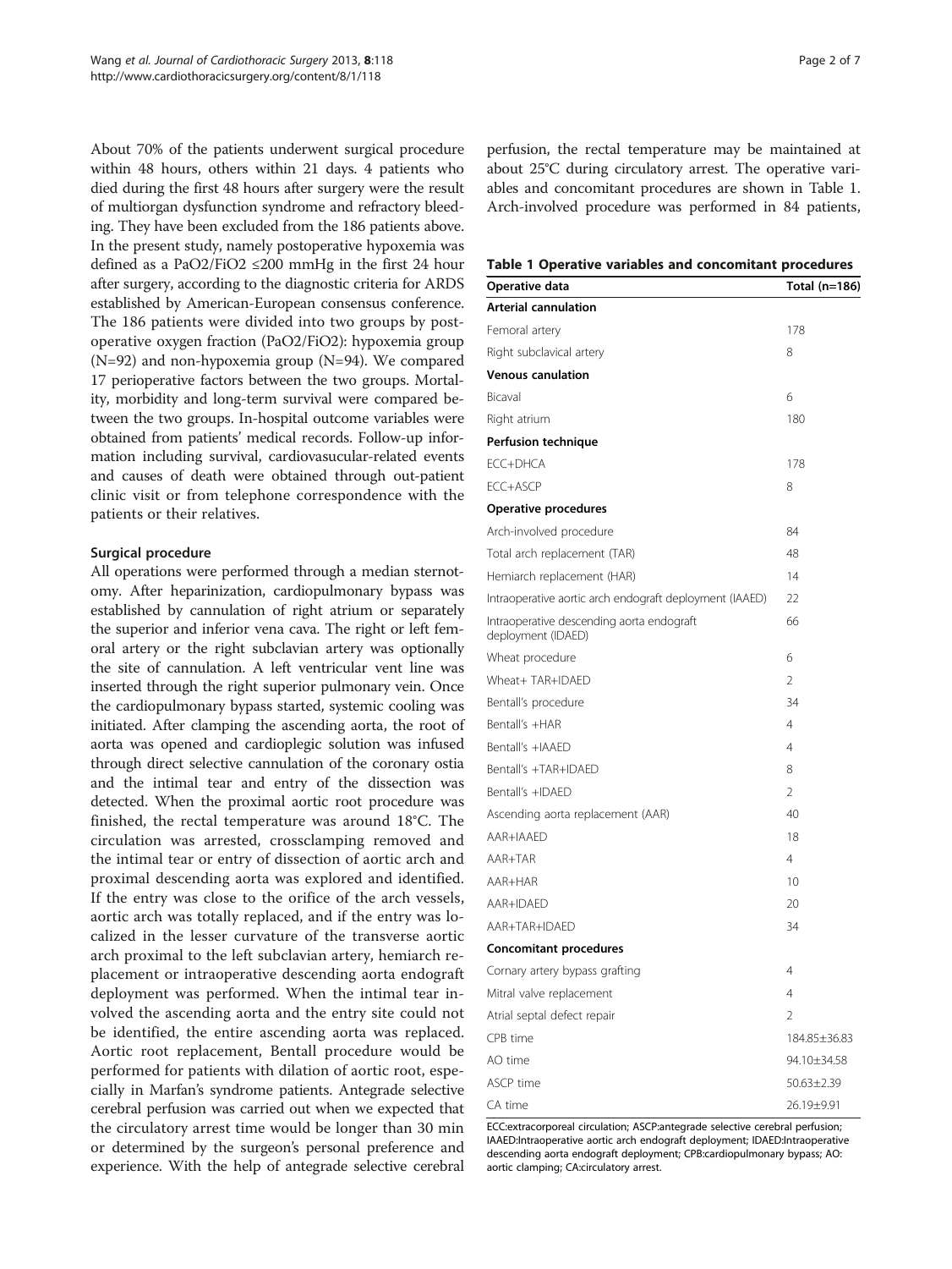About 70% of the patients underwent surgical procedure within 48 hours, others within 21 days. 4 patients who died during the first 48 hours after surgery were the result of multiorgan dysfunction syndrome and refractory bleeding. They have been excluded from the 186 patients above. In the present study, namely postoperative hypoxemia was defined as a $PaO2/FiO2 \leq 200$ mmHg in the first 24 hour after surgery, according to the diagnostic criteria for ARDS established by American-European consensus conference. The 186 patients were divided into two groups by postoperative oxygen fraction (PaO2/FiO2): hypoxemia group (N=92) and non-hypoxemia group (N=94). We compared 17 perioperative factors between the two groups. Mortality, morbidity and long-term survival were compared between the two groups. In-hospital outcome variables were obtained from patients' medical records. Follow-up information including survival, cardiovasucular-related events and causes of death were obtained through out-patient clinic visit or from telephone correspondence with the patients or their relatives.

### Surgical procedure

All operations were performed through a median sternotomy. After heparinization, cardiopulmonary bypass was established by cannulation of right atrium or separately the superior and inferior vena cava. The right or left femoral artery or the right subclavian artery was optionally the site of cannulation. A left ventricular vent line was inserted through the right superior pulmonary vein. Once the cardiopulmonary bypass started, systemic cooling was initiated. After clamping the ascending aorta, the root of aorta was opened and cardioplegic solution was infused through direct selective cannulation of the coronary ostia and the intimal tear and entry of the dissection was detected. When the proximal aortic root procedure was finished, the rectal temperature was around 18°C. The circulation was arrested, crossclamping removed and the intimal tear or entry of dissection of aortic arch and proximal descending aorta was explored and identified. If the entry was close to the orifice of the arch vessels, aortic arch was totally replaced, and if the entry was localized in the lesser curvature of the transverse aortic arch proximal to the left subclavian artery, hemiarch replacement or intraoperative descending aorta endograft deployment was performed. When the intimal tear involved the ascending aorta and the entry site could not be identified, the entire ascending aorta was replaced. Aortic root replacement, Bentall procedure would be performed for patients with dilation of aortic root, especially in Marfan's syndrome patients. Antegrade selective cerebral perfusion was carried out when we expected that the circulatory arrest time would be longer than 30 min or determined by the surgeon's personal preference and experience. With the help of antegrade selective cerebral perfusion, the rectal temperature may be maintained at about 25°C during circulatory arrest. The operative variables and concomitant procedures are shown in Table 1. Arch-involved procedure was performed in 84 patients,

**Table 1 Operative variables and concomitant procedures**

| Operative data | Total (n=186) |
|---|---|
| **Arterial cannulation** | |
| Femoral artery | 178 |
| Right subclavical artery | 8 |
| **Venous canulation** | |
| Bicaval | 6 |
| Right atrium | 180 |
| **Perfusion technique** | |
| ECC+DHCA | 178 |
| ECC+ASCP | 8 |
| **Operative procedures** | |
| Arch-involved procedure | 84 |
| Total arch replacement (TAR) | 48 |
| Hemiarch replacement (HAR) | 14 |
| Intraoperative aortic arch endograft deployment (IAAED) | 22 |
| Intraoperative descending aorta endograft deployment (IDAED) | 66 |
| Wheat procedure | 6 |
| Wheat+ TAR+IDAED | 2 |
| Bentall's procedure | 34 |
| Bentall's +HAR | 4 |
| Bentall's +IAAED | 4 |
| Bentall's +TAR+IDAED | 8 |
| Bentall's +IDAED | 2 |
| Ascending aorta replacement (AAR) | 40 |
| AAR+IAAED | 18 |
| AAR+TAR | 4 |
| AAR+HAR | 10 |
| AAR+IDAED | 20 |
| AAR+TAR+IDAED | 34 |
| **Concomitant procedures** | |
| Cornary artery bypass grafting | 4 |
| Mitral valve replacement | 4 |
| Atrial septal defect repair | 2 |
| CPB time | 184.85±36.83 |
| AO time | 94.10±34.58 |
| ASCP time | 50.63±2.39 |
| CA time | 26.19±9.91 |

ECC:extracorporeal circulation; ASCP:antegrade selective cerebral perfusion; IAAED:Intraoperative aortic arch endograft deployment; IDAED:Intraoperative descending aorta endograft deployment; CPB:cardiopulmonary bypass; AO: aortic clamping; CA:circulatory arrest.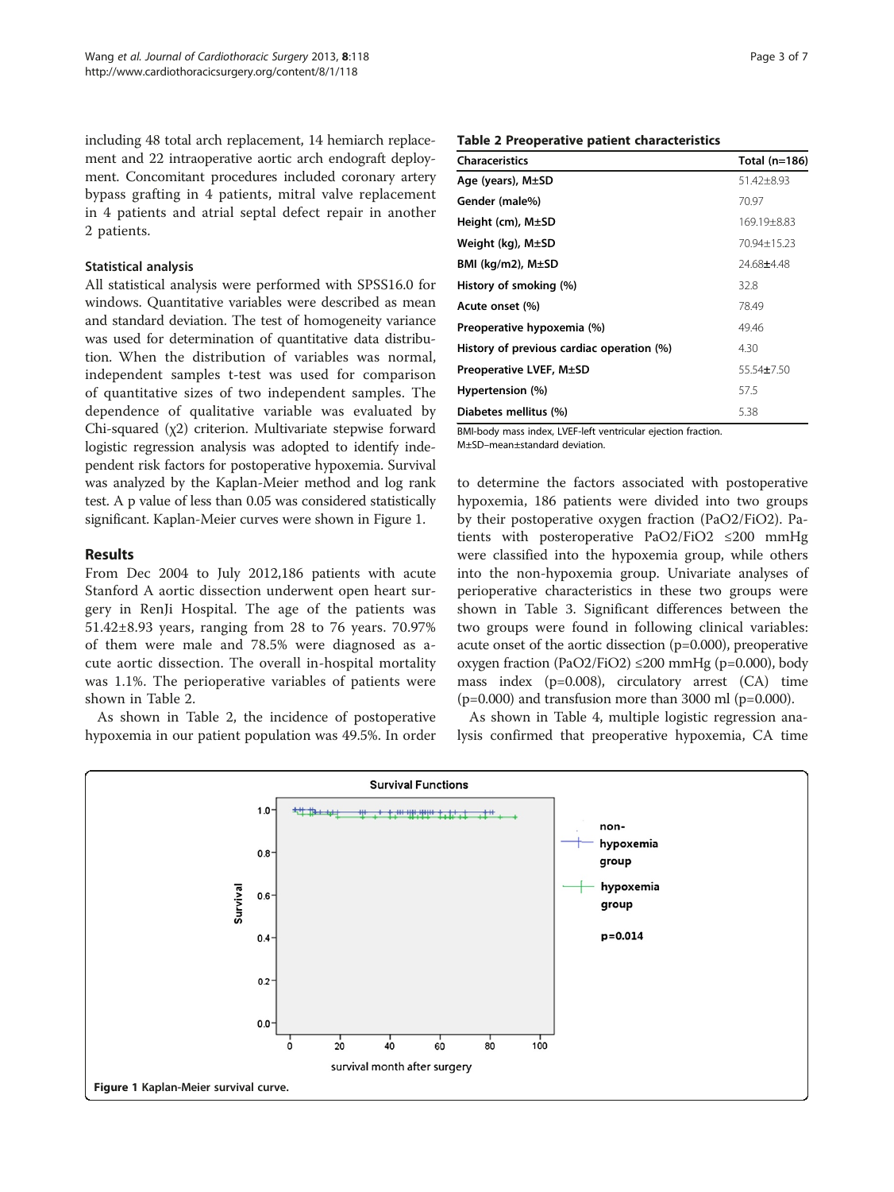including 48 total arch replacement, 14 hemiarch replacement and 22 intraoperative aortic arch endograft deployment. Concomitant procedures included coronary artery bypass grafting in 4 patients, mitral valve replacement in 4 patients and atrial septal defect repair in another 2 patients.

### Statistical analysis

All statistical analysis were performed with SPSS16.0 for windows. Quantitative variables were described as mean and standard deviation. The test of homogeneity variance was used for determination of quantitative data distribution. When the distribution of variables was normal, independent samples t-test was used for comparison of quantitative sizes of two independent samples. The dependence of qualitative variable was evaluated by Chi-squared ($\chi 2$) criterion. Multivariate stepwise forward logistic regression analysis was adopted to identify independent risk factors for postoperative hypoxemia. Survival was analyzed by the Kaplan-Meier method and log rank test. A p value of less than 0.05 was considered statistically significant. Kaplan-Meier curves were shown in Figure 1.

## Results

From Dec 2004 to July 2012,186 patients with acute Stanford A aortic dissection underwent open heart surgery in RenJi Hospital. The age of the patients was 51.42±8.93 years, ranging from 28 to 76 years. 70.97% of them were male and 78.5% were diagnosed as acute aortic dissection. The overall in-hospital mortality was 1.1%. The perioperative variables of patients were shown in Table 2.

As shown in Table 2, the incidence of postoperative hypoxemia in our patient population was 49.5%. In order to determine the factors associated with postoperative hypoxemia, 186 patients were divided into two groups by their postoperative oxygen fraction (PaO2/FiO2). Patients with posteroperative PaO2/FiO2 ≤200 mmHg were classified into the hypoxemia group, while others into the non-hypoxemia group. Univariate analyses of perioperative characteristics in these two groups were shown in Table 3. Significant differences between the two groups were found in following clinical variables: acute onset of the aortic dissection (p=0.000), preoperative oxygen fraction (PaO2/FiO2) ≤200 mmHg (p=0.000), body mass index (p=0.008), circulatory arrest (CA) time (p=0.000) and transfusion more than 3000 ml (p=0.000).

As shown in Table 4, multiple logistic regression analysis confirmed that preoperative hypoxemia, CA time

**Table 2 Preoperative patient characteristics**

| Characteristics | Total (n=186) |
|---|---|
| Age (years), M±SD | 51.42±8.93 |
| Gender (male%) | 70.97 |
| Height (cm), M±SD | 169.19±8.83 |
| Weight (kg), M±SD | 70.94±15.23 |
| BMI (kg/m2), M±SD | 24.68±4.48 |
| History of smoking (%) | 32.8 |
| Acute onset (%) | 78.49 |
| Preoperative hypoxemia (%) | 49.46 |
| History of previous cardiac operation (%) | 4.30 |
| Preoperative LVEF, M±SD | 55.54±7.50 |
| Hypertension (%) | 57.5 |
| Diabetes mellitus (%) | 5.38 |

BMI-body mass index, LVEF-left ventricular ejection fraction.
M±SD–mean±standard deviation.

**Figure 1** Kaplan-Meier survival curve.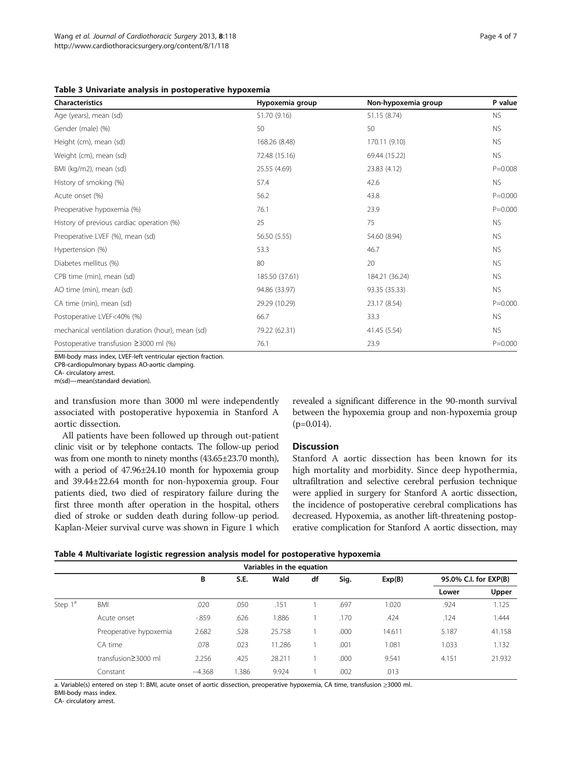**Table 3 Univariate analysis in postoperative hypoxemia**

| Characteristics | Hypoxemia group | Non-hypoxemia group | P value |
|---|---|---|---|
| Age (years), mean (sd) | 51.70 (9.16) | 51.15 (8.74) | NS |
| Gender (male) (%) | 50 | 50 | NS |
| Height (cm), mean (sd) | 168.26 (8.48) | 170.11 (9.10) | NS |
| Weight (cm), mean (sd) | 72.48 (15.16) | 69.44 (15.22) | NS |
| BMI (kg/m2), mean (sd) | 25.55 (4.69) | 23.83 (4.12) | P=0.008 |
| History of smoking (%) | 57.4 | 42.6 | NS |
| Acute onset (%) | 56.2 | 43.8 | P=0.000 |
| Preoperative hypoxemia (%) | 76.1 | 23.9 | P=0.000 |
| History of previous cardiac operation (%) | 25 | 75 | NS |
| Preoperative LVEF (%), mean (sd) | 56.50 (5.55) | 54.60 (8.94) | NS |
| Hypertension (%) | 53.3 | 46.7 | NS |
| Diabetes mellitus (%) | 80 | 20 | NS |
| CPB time (min), mean (sd) | 185.50 (37.61) | 184.21 (36.24) | NS |
| AO time (min), mean (sd) | 94.86 (33.97) | 93.35 (35.33) | NS |
| CA time (min), mean (sd) | 29.29 (10.29) | 23.17 (8.54) | P=0.000 |
| Postoperative LVEF<40% (%) | 66.7 | 33.3 | NS |
| mechanical ventilation duration (hour), mean (sd) | 79.22 (62.31) | 41.45 (5.54) | NS |
| Postoperative transfusion ≥3000 ml (%) | 76.1 | 23.9 | P=0.000 |

BMI-body mass index, LVEF-left ventricular ejection fraction.
CPB-cardiopulmonary bypass AO-aortic clamping.
CA- circulatory arrest.
m(sd)—mean(standard deviation).

and transfusion more than 3000 ml were independently associated with postoperative hypoxemia in Stanford A aortic dissection.

All patients have been followed up through out-patient clinic visit or by telephone contacts. The follow-up period was from one month to ninety months (43.65±23.70 month), with a period of 47.96±24.10 month for hypoxemia group and 39.44±22.64 month for non-hypoxemia group. Four patients died, two died of respiratory failure during the first three month after operation in the hospital, others died of stroke or sudden death during follow-up period. Kaplan-Meier survival curve was shown in Figure 1 which revealed a significant difference in the 90-month survival between the hypoxemia group and non-hypoxemia group (p=0.014).

## Discussion

Stanford A aortic dissection has been known for its high mortality and morbidity. Since deep hypothermia, ultrafiltration and selective cerebral perfusion technique were applied in surgery for Stanford A aortic dissection, the incidence of postoperative cerebral complications has decreased. Hypoxemia, as another lift-threatening postoperative complication for Stanford A aortic dissection, may

**Table 4 Multivariate logistic regression analysis model for postoperative hypoxemia**

| Variables in the equation | | | | | | | | | |
|---|---|---|---|---|---|---|---|---|---|
| | | B | S.E. | Wald | df | Sig. | Exp(B) | 95.0% C.I. for EXP(B) | |
| | | | | | | | | Lower | Upper |
| Step 1[a] | BMI | .020 | .050 | .151 | 1 | .697 | 1.020 | .924 | 1.125 |
| | Acute onset | -.859 | .626 | 1.886 | 1 | .170 | .424 | .124 | 1.444 |
| | Preoperative hypoxemia | 2.682 | .528 | 25.758 | 1 | .000 | 14.611 | 5.187 | 41.158 |
| | CA time | .078 | .023 | 11.286 | 1 | .001 | 1.081 | 1.033 | 1.132 |
| | transfusion≥3000 ml | 2.256 | .425 | 28.211 | 1 | .000 | 9.541 | 4.151 | 21.932 |
| | Constant | −4.368 | 1.386 | 9.924 | 1 | .002 | .013 | | |

a. Variable(s) entered on step 1: BMI, acute onset of aortic dissection, preoperative hypoxemia, CA time, transfusion ≥3000 ml.
BMI-body mass index.
CA- circulatory arrest.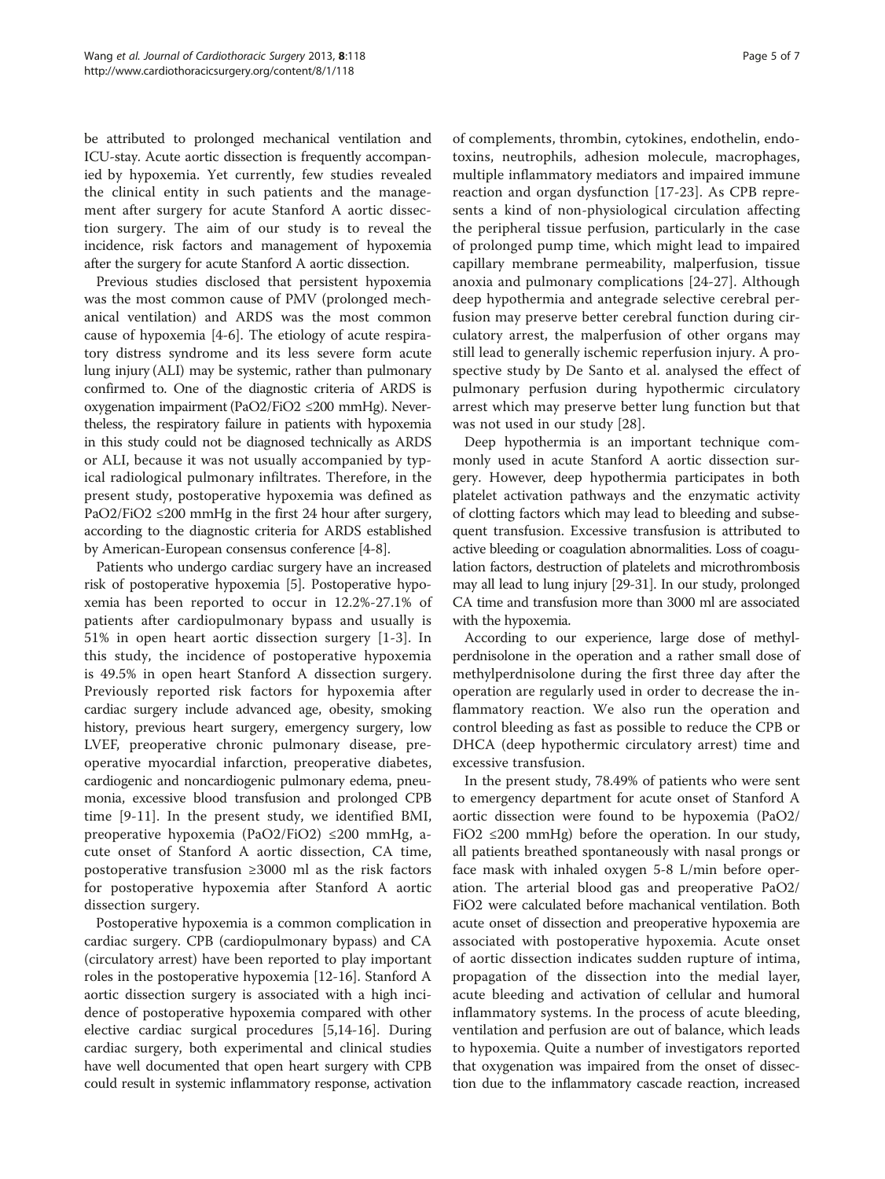be attributed to prolonged mechanical ventilation and ICU-stay. Acute aortic dissection is frequently accompanied by hypoxemia. Yet currently, few studies revealed the clinical entity in such patients and the management after surgery for acute Stanford A aortic dissection surgery. The aim of our study is to reveal the incidence, risk factors and management of hypoxemia after the surgery for acute Stanford A aortic dissection.

Previous studies disclosed that persistent hypoxemia was the most common cause of PMV (prolonged mechanical ventilation) and ARDS was the most common cause of hypoxemia [4-6]. The etiology of acute respiratory distress syndrome and its less severe form acute lung injury (ALI) may be systemic, rather than pulmonary confirmed to. One of the diagnostic criteria of ARDS is oxygenation impairment ($PaO_2/FiO_2$ ≤200 mmHg). Nevertheless, the respiratory failure in patients with hypoxemia in this study could not be diagnosed technically as ARDS or ALI, because it was not usually accompanied by typical radiological pulmonary infiltrates. Therefore, in the present study, postoperative hypoxemia was defined as $PaO_2/FiO_2$ ≤200 mmHg in the first 24 hour after surgery, according to the diagnostic criteria for ARDS established by American-European consensus conference [4-8].

Patients who undergo cardiac surgery have an increased risk of postoperative hypoxemia [5]. Postoperative hypoxemia has been reported to occur in 12.2%-27.1% of patients after cardiopulmonary bypass and usually is 51% in open heart aortic dissection surgery [1-3]. In this study, the incidence of postoperative hypoxemia is 49.5% in open heart Stanford A dissection surgery. Previously reported risk factors for hypoxemia after cardiac surgery include advanced age, obesity, smoking history, previous heart surgery, emergency surgery, low LVEF, preoperative chronic pulmonary disease, preoperative myocardial infarction, preoperative diabetes, cardiogenic and noncardiogenic pulmonary edema, pneumonia, excessive blood transfusion and prolonged CPB time [9-11]. In the present study, we identified BMI, preoperative hypoxemia ($PaO_2/FiO_2$) ≤200 mmHg, acute onset of Stanford A aortic dissection, CA time, postoperative transfusion ≥3000 ml as the risk factors for postoperative hypoxemia after Stanford A aortic dissection surgery.

Postoperative hypoxemia is a common complication in cardiac surgery. CPB (cardiopulmonary bypass) and CA (circulatory arrest) have been reported to play important roles in the postoperative hypoxemia [12-16]. Stanford A aortic dissection surgery is associated with a high incidence of postoperative hypoxemia compared with other elective cardiac surgical procedures [5,14-16]. During cardiac surgery, both experimental and clinical studies have well documented that open heart surgery with CPB could result in systemic inflammatory response, activation of complements, thrombin, cytokines, endothelin, endotoxins, neutrophils, adhesion molecule, macrophages, multiple inflammatory mediators and impaired immune reaction and organ dysfunction [17-23]. As CPB represents a kind of non-physiological circulation affecting the peripheral tissue perfusion, particularly in the case of prolonged pump time, which might lead to impaired capillary membrane permeability, malperfusion, tissue anoxia and pulmonary complications [24-27]. Although deep hypothermia and antegrade selective cerebral perfusion may preserve better cerebral function during circulatory arrest, the malperfusion of other organs may still lead to generally ischemic reperfusion injury. A prospective study by De Santo et al. analysed the effect of pulmonary perfusion during hypothermic circulatory arrest which may preserve better lung function but that was not used in our study [28].

Deep hypothermia is an important technique commonly used in acute Stanford A aortic dissection surgery. However, deep hypothermia participates in both platelet activation pathways and the enzymatic activity of clotting factors which may lead to bleeding and subsequent transfusion. Excessive transfusion is attributed to active bleeding or coagulation abnormalities. Loss of coagulation factors, destruction of platelets and microthrombosis may all lead to lung injury [29-31]. In our study, prolonged CA time and transfusion more than 3000 ml are associated with the hypoxemia.

According to our experience, large dose of methylperdnisolone in the operation and a rather small dose of methylperdnisolone during the first three day after the operation are regularly used in order to decrease the inflammatory reaction. We also run the operation and control bleeding as fast as possible to reduce the CPB or DHCA (deep hypothermic circulatory arrest) time and excessive transfusion.

In the present study, 78.49% of patients who were sent to emergency department for acute onset of Stanford A aortic dissection were found to be hypoxemia ($PaO_2/FiO_2$ ≤200 mmHg) before the operation. In our study, all patients breathed spontaneously with nasal prongs or face mask with inhaled oxygen 5-8 L/min before operation. The arterial blood gas and preoperative $PaO_2/FiO_2$ were calculated before machanical ventilation. Both acute onset of dissection and preoperative hypoxemia are associated with postoperative hypoxemia. Acute onset of aortic dissection indicates sudden rupture of intima, propagation of the dissection into the medial layer, acute bleeding and activation of cellular and humoral inflammatory systems. In the process of acute bleeding, ventilation and perfusion are out of balance, which leads to hypoxemia. Quite a number of investigators reported that oxygenation was impaired from the onset of dissection due to the inflammatory cascade reaction, increased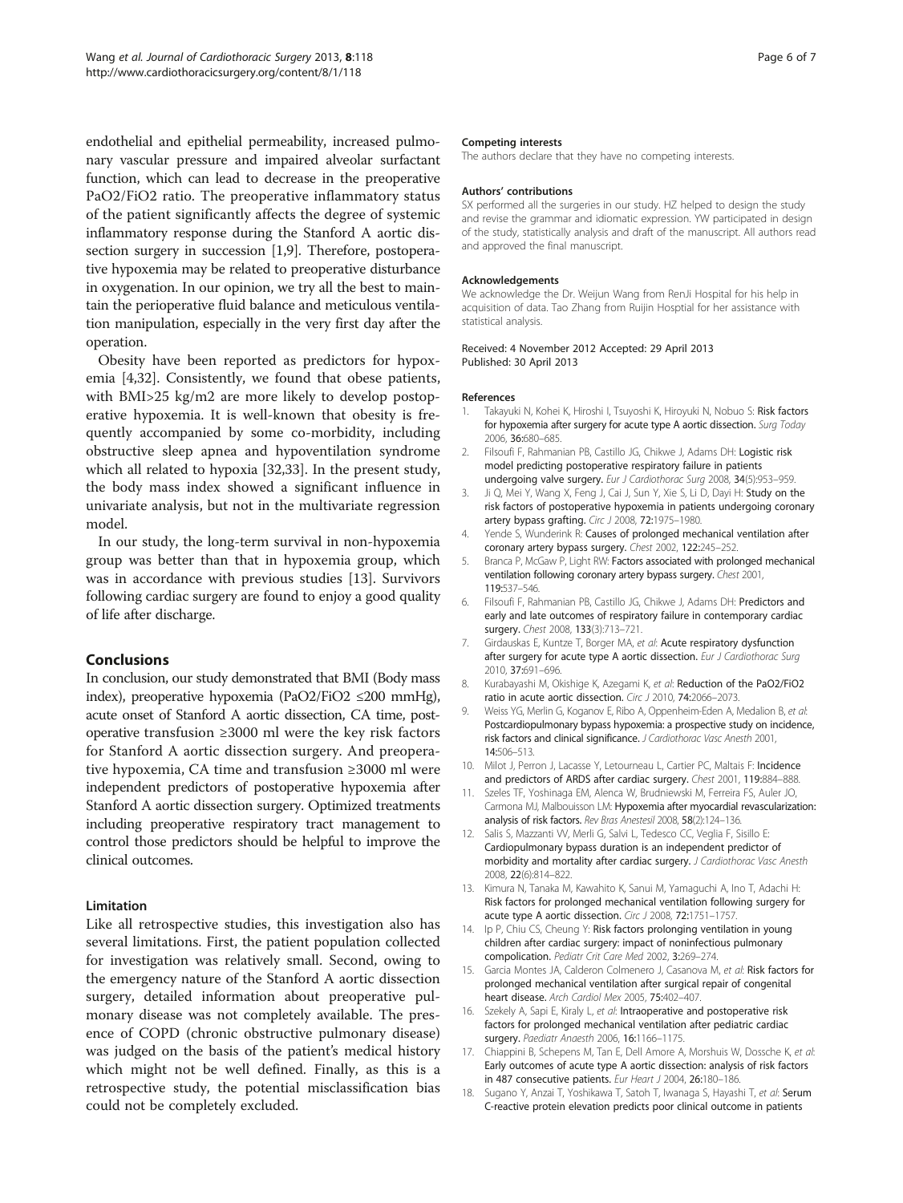endothelial and epithelial permeability, increased pulmonary vascular pressure and impaired alveolar surfactant function, which can lead to decrease in the preoperative $PaO_2/FiO_2$ ratio. The preoperative inflammatory status of the patient significantly affects the degree of systemic inflammatory response during the Stanford A aortic dissection surgery in succession [1,9]. Therefore, postoperative hypoxemia may be related to preoperative disturbance in oxygenation. In our opinion, we try all the best to maintain the perioperative fluid balance and meticulous ventilation manipulation, especially in the very first day after the operation.

Obesity have been reported as predictors for hypoxemia [4,32]. Consistently, we found that obese patients, with BMI>25 kg/m2 are more likely to develop postoperative hypoxemia. It is well-known that obesity is frequently accompanied by some co-morbidity, including obstructive sleep apnea and hypoventilation syndrome which all related to hypoxia [32,33]. In the present study, the body mass index showed a significant influence in univariate analysis, but not in the multivariate regression model.

In our study, the long-term survival in non-hypoxemia group was better than that in hypoxemia group, which was in accordance with previous studies [13]. Survivors following cardiac surgery are found to enjoy a good quality of life after discharge.

## Conclusions

In conclusion, our study demonstrated that BMI (Body mass index), preoperative hypoxemia ($PaO_2/FiO_2$ ≤200 mmHg), acute onset of Stanford A aortic dissection, CA time, postoperative transfusion ≥3000 ml were the key risk factors for Stanford A aortic dissection surgery. And preoperative hypoxemia, CA time and transfusion ≥3000 ml were independent predictors of postoperative hypoxemia after Stanford A aortic dissection surgery. Optimized treatments including preoperative respiratory tract management to control those predictors should be helpful to improve the clinical outcomes.

### Limitation

Like all retrospective studies, this investigation also has several limitations. First, the patient population collected for investigation was relatively small. Second, owing to the emergency nature of the Stanford A aortic dissection surgery, detailed information about preoperative pulmonary disease was not completely available. The presence of COPD (chronic obstructive pulmonary disease) was judged on the basis of the patient's medical history which might not be well defined. Finally, as this is a retrospective study, the potential misclassification bias could not be completely excluded.

#### Competing interests

The authors declare that they have no competing interests.

#### Authors' contributions

SX performed all the surgeries in our study. HZ helped to design the study and revise the grammar and idiomatic expression. YW participated in design of the study, statistically analysis and draft of the manuscript. All authors read and approved the final manuscript.

#### Acknowledgements

We acknowledge the Dr. Weijun Wang from RenJi Hospital for his help in acquisition of data. Tao Zhang from Ruijin Hosptial for her assistance with statistical analysis.

Received: 4 November 2012 Accepted: 29 April 2013
Published: 30 April 2013

#### References

1. Takayuki N, Kohei K, Hiroshi I, Tsuyoshi K, Hiroyuki N, Nobuo S: **Risk factors for hypoxemia after surgery for acute type A aortic dissection.** *Surg Today* 2006, **36:**680–685.
2. Filsoufi F, Rahmanian PB, Castillo JG, Chikwe J, Adams DH: **Logistic risk model predicting postoperative respiratory failure in patients undergoing valve surgery.** *Eur J Cardiothorac Surg* 2008, **34**(5):953–959.
3. Ji Q, Mei Y, Wang X, Feng J, Cai J, Sun Y, Xie S, Li D, Dayi H: **Study on the risk factors of postoperative hypoxemia in patients undergoing coronary artery bypass grafting.** *Circ J* 2008, **72:**1975–1980.
4. Yende S, Wunderink R: **Causes of prolonged mechanical ventilation after coronary artery bypass surgery.** *Chest* 2002, **122:**245–252.
5. Branca P, McGaw P, Light RW: **Factors associated with prolonged mechanical ventilation following coronary artery bypass surgery.** *Chest* 2001, **119:**537–546.
6. Filsoufi F, Rahmanian PB, Castillo JG, Chikwe J, Adams DH: **Predictors and early and late outcomes of respiratory failure in contemporary cardiac surgery.** *Chest* 2008, **133**(3):713–721.
7. Girdauskas E, Kuntze T, Borger MA, *et al*: **Acute respiratory dysfunction after surgery for acute type A aortic dissection.** *Eur J Cardiothorac Surg* 2010, **37:**691–696.
8. Kurabayashi M, Okishige K, Azegami K, *et al*: **Reduction of the PaO2/FiO2 ratio in acute aortic dissection.** *Circ J* 2010, **74:**2066–2073.
9. Weiss YG, Merlin G, Koganov E, Ribo A, Oppenheim-Eden A, Medalion B, *et al*: **Postcardiopulmonary bypass hypoxemia: a prospective study on incidence, risk factors and clinical significance.** *J Cardiothorac Vasc Anesth* 2001, **14:**506–513.
10. Milot J, Perron J, Lacasse Y, Letourneau L, Cartier PC, Maltais F: **Incidence and predictors of ARDS after cardiac surgery.** *Chest* 2001, **119:**884–888.
11. Szeles TF, Yoshinaga EM, Alenca W, Brudniewski M, Ferreira FS, Auler JO, Carmona MJ, Malbouisson LM: **Hypoxemia after myocardial revascularization: analysis of risk factors.** *Rev Bras Anestesil* 2008, **58**(2):124–136.
12. Salis S, Mazzanti VV, Merli G, Salvi L, Tedesco CC, Veglia F, Sisillo E: **Cardiopulmonary bypass duration is an independent predictor of morbidity and mortality after cardiac surgery.** *J Cardiothorac Vasc Anesth* 2008, **22**(6):814–822.
13. Kimura N, Tanaka M, Kawahito K, Sanui M, Yamaguchi A, Ino T, Adachi H: **Risk factors for prolonged mechanical ventilation following surgery for acute type A aortic dissection.** *Circ J* 2008, **72:**1751–1757.
14. Ip P, Chiu CS, Cheung Y: **Risk factors prolonging ventilation in young children after cardiac surgery: impact of noninfectious pulmonary compolication.** *Pediatr Crit Care Med* 2002, **3:**269–274.
15. Garcia Montes JA, Calderon Colmenero J, Casanova M, *et al*: **Risk factors for prolonged mechanical ventilation after surgical repair of congenital heart disease.** *Arch Cardiol Mex* 2005, **75:**402–407.
16. Szekely A, Sapi E, Kiraly L, *et al*: **Intraoperative and postoperative risk factors for prolonged mechanical ventilation after pediatric cardiac surgery.** *Paediatr Anaesth* 2006, **16:**1166–1175.
17. Chiappini B, Schepens M, Tan E, Dell Amore A, Morshuis W, Dossche K, *et al*: **Early outcomes of acute type A aortic dissection: analysis of risk factors in 487 consecutive patients.** *Eur Heart J* 2004, **26:**180–186.
18. Sugano Y, Anzai T, Yoshikawa T, Satoh T, Iwanaga S, Hayashi T, *et al*: **Serum C-reactive protein elevation predicts poor clinical outcome in patients**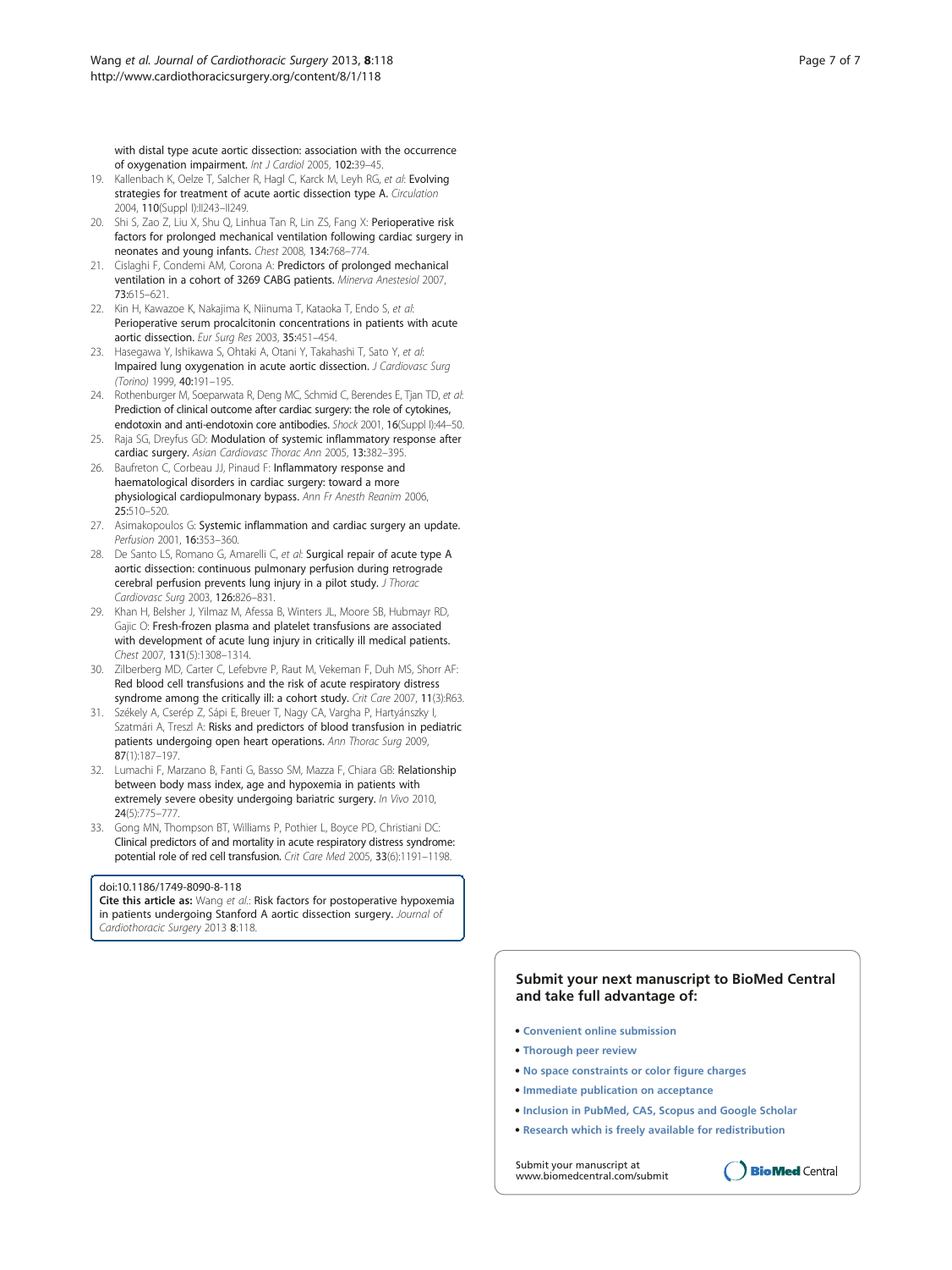with distal type acute aortic dissection: association with the occurrence of oxygenation impairment. *Int J Cardiol* 2005, **102**:39–45.

19. Kallenbach K, Oelze T, Salcher R, Hagl C, Karck M, Leyh RG, *et al*: **Evolving strategies for treatment of acute aortic dissection type A.** *Circulation* 2004, **110**(Suppl I):II243–II249.
20. Shi S, Zao Z, Liu X, Shu Q, Linhua Tan R, Lin ZS, Fang X: **Perioperative risk factors for prolonged mechanical ventilation following cardiac surgery in neonates and young infants.** *Chest* 2008, **134**:768–774.
21. Cislaghi F, Condemi AM, Corona A: **Predictors of prolonged mechanical ventilation in a cohort of 3269 CABG patients.** *Minerva Anestesiol* 2007, **73**:615–621.
22. Kin H, Kawazoe K, Nakajima K, Niinuma T, Kataoka T, Endo S, *et al*: **Perioperative serum procalcitonin concentrations in patients with acute aortic dissection.** *Eur Surg Res* 2003, **35**:451–454.
23. Hasegawa Y, Ishikawa S, Ohtaki A, Otani Y, Takahashi T, Sato Y, *et al*: **Impaired lung oxygenation in acute aortic dissection.** *J Cardiovasc Surg (Torino)* 1999, **40**:191–195.
24. Rothenburger M, Soeparwata R, Deng MC, Schmid C, Berendes E, Tjan TD, *et al*: **Prediction of clinical outcome after cardiac surgery: the role of cytokines, endotoxin and anti-endotoxin core antibodies.** *Shock* 2001, **16**(Suppl I):44–50.
25. Raja SG, Dreyfus GD: **Modulation of systemic inflammatory response after cardiac surgery.** *Asian Cardiovasc Thorac Ann* 2005, **13**:382–395.
26. Baufreton C, Corbeau JJ, Pinaud F: **Inflammatory response and haematological disorders in cardiac surgery: toward a more physiological cardiopulmonary bypass.** *Ann Fr Anesth Reanim* 2006, **25**:510–520.
27. Asimakopoulos G: **Systemic inflammation and cardiac surgery an update.** *Perfusion* 2001, **16**:353–360.
28. De Santo LS, Romano G, Amarelli C, *et al*: **Surgical repair of acute type A aortic dissection: continuous pulmonary perfusion during retrograde cerebral perfusion prevents lung injury in a pilot study.** *J Thorac Cardiovasc Surg* 2003, **126**:826–831.
29. Khan H, Belsher J, Yilmaz M, Afessa B, Winters JL, Moore SB, Hubmayr RD, Gajic O: **Fresh-frozen plasma and platelet transfusions are associated with development of acute lung injury in critically ill medical patients.** *Chest* 2007, **131**(5):1308–1314.
30. Zilberberg MD, Carter C, Lefebvre P, Raut M, Vekeman F, Duh MS, Shorr AF: **Red blood cell transfusions and the risk of acute respiratory distress syndrome among the critically ill: a cohort study.** *Crit Care* 2007, **11**(3):R63.
31. Székely A, Cserép Z, Sápi E, Breuer T, Nagy CA, Vargha P, Hartyánszky I, Szatmári A, Treszl A: **Risks and predictors of blood transfusion in pediatric patients undergoing open heart operations.** *Ann Thorac Surg* 2009, **87**(1):187–197.
32. Lumachi F, Marzano B, Fanti G, Basso SM, Mazza F, Chiara GB: **Relationship between body mass index, age and hypoxemia in patients with extremely severe obesity undergoing bariatric surgery.** *In Vivo* 2010, **24**(5):775–777.
33. Gong MN, Thompson BT, Williams P, Pothier L, Boyce PD, Christiani DC: **Clinical predictors of and mortality in acute respiratory distress syndrome: potential role of red cell transfusion.** *Crit Care Med* 2005, **33**(6):1191–1198.

doi:10.1186/1749-8090-8-118

**Cite this article as:** Wang *et al.*: Risk factors for postoperative hypoxemia in patients undergoing Stanford A aortic dissection surgery. *Journal of Cardiothoracic Surgery* 2013 **8**:118.

**Submit your next manuscript to BioMed Central and take full advantage of:**

- Convenient online submission
- Thorough peer review
- No space constraints or color figure charges
- Immediate publication on acceptance
- Inclusion in PubMed, CAS, Scopus and Google Scholar
- Research which is freely available for redistribution

Submit your manuscript at www.biomedcentral.com/submit